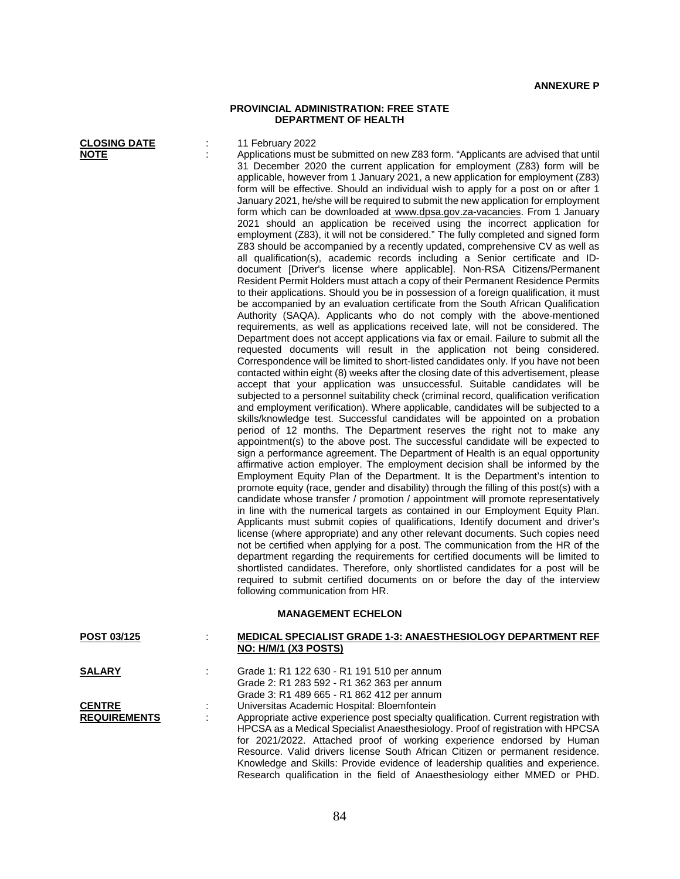**ANNEXURE P**

**PROVINCIAL ADMINISTRATION: FREE STATE**
**DEPARTMENT OF HEALTH**

**CLOSING DATE** : 11 February 2022

**NOTE** : Applications must be submitted on new Z83 form. "Applicants are advised that until 31 December 2020 the current application for employment (Z83) form will be applicable, however from 1 January 2021, a new application for employment (Z83) form will be effective. Should an individual wish to apply for a post on or after 1 January 2021, he/she will be required to submit the new application for employment form which can be downloaded at www.dpsa.gov.za-vacancies. From 1 January 2021 should an application be received using the incorrect application for employment (Z83), it will not be considered." The fully completed and signed form Z83 should be accompanied by a recently updated, comprehensive CV as well as all qualification(s), academic records including a Senior certificate and ID-document [Driver's license where applicable]. Non-RSA Citizens/Permanent Resident Permit Holders must attach a copy of their Permanent Residence Permits to their applications. Should you be in possession of a foreign qualification, it must be accompanied by an evaluation certificate from the South African Qualification Authority (SAQA). Applicants who do not comply with the above-mentioned requirements, as well as applications received late, will not be considered. The Department does not accept applications via fax or email. Failure to submit all the requested documents will result in the application not being considered. Correspondence will be limited to short-listed candidates only. If you have not been contacted within eight (8) weeks after the closing date of this advertisement, please accept that your application was unsuccessful. Suitable candidates will be subjected to a personnel suitability check (criminal record, qualification verification and employment verification). Where applicable, candidates will be subjected to a skills/knowledge test. Successful candidates will be appointed on a probation period of 12 months. The Department reserves the right not to make any appointment(s) to the above post. The successful candidate will be expected to sign a performance agreement. The Department of Health is an equal opportunity affirmative action employer. The employment decision shall be informed by the Employment Equity Plan of the Department. It is the Department's intention to promote equity (race, gender and disability) through the filling of this post(s) with a candidate whose transfer / promotion / appointment will promote representatively in line with the numerical targets as contained in our Employment Equity Plan. Applicants must submit copies of qualifications, Identify document and driver's license (where appropriate) and any other relevant documents. Such copies need not be certified when applying for a post. The communication from the HR of the department regarding the requirements for certified documents will be limited to shortlisted candidates. Therefore, only shortlisted candidates for a post will be required to submit certified documents on or before the day of the interview following communication from HR.

## MANAGEMENT ECHELON

**POST 03/125** : **MEDICAL SPECIALIST GRADE 1-3: ANAESTHESIOLOGY DEPARTMENT REF NO: H/M/1 (X3 POSTS)**

**SALARY** : Grade 1: R1 122 630 - R1 191 510 per annum
Grade 2: R1 283 592 - R1 362 363 per annum
Grade 3: R1 489 665 - R1 862 412 per annum

**CENTRE** : Universitas Academic Hospital: Bloemfontein

**REQUIREMENTS** : Appropriate active experience post specialty qualification. Current registration with HPCSA as a Medical Specialist Anaesthesiology. Proof of registration with HPCSA for 2021/2022. Attached proof of working experience endorsed by Human Resource. Valid drivers license South African Citizen or permanent residence. Knowledge and Skills: Provide evidence of leadership qualities and experience. Research qualification in the field of Anaesthesiology either MMED or PHD.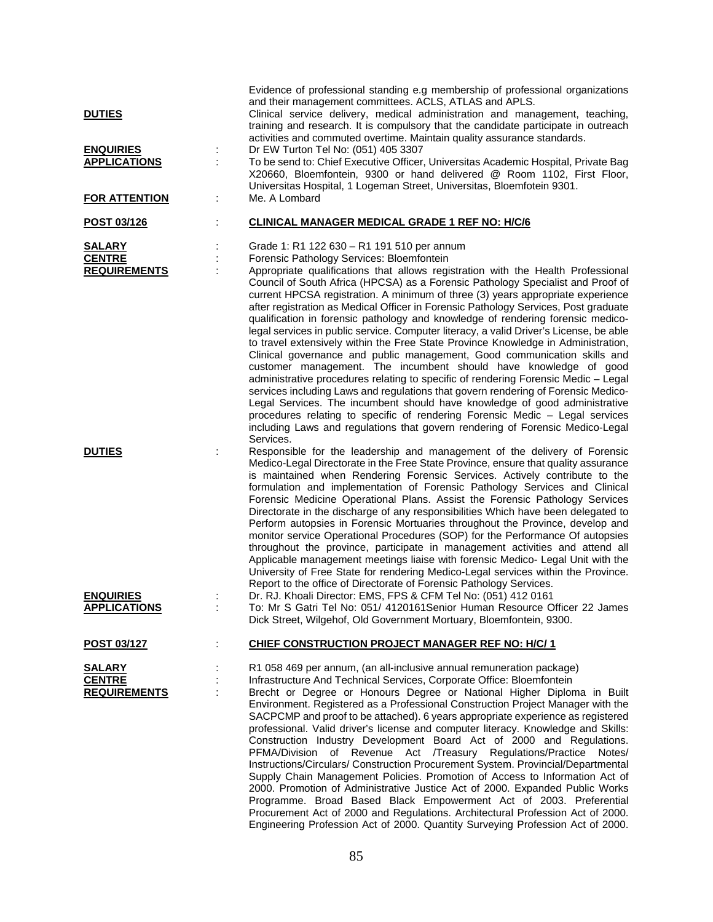Evidence of professional standing e.g membership of professional organizations and their management committees. ACLS, ATLAS and APLS.

**DUTIES** : Clinical service delivery, medical administration and management, teaching, training and research. It is compulsory that the candidate participate in outreach activities and commuted overtime. Maintain quality assurance standards.

**ENQUIRIES** : Dr EW Turton Tel No: (051) 405 3307

**APPLICATIONS** : To be send to: Chief Executive Officer, Universitas Academic Hospital, Private Bag X20660, Bloemfontein, 9300 or hand delivered @ Room 1102, First Floor, Universitas Hospital, 1 Logeman Street, Universitas, Bloemfotein 9301.

**FOR ATTENTION** : Me. A Lombard

**POST 03/126** : **CLINICAL MANAGER MEDICAL GRADE 1 REF NO: H/C/6**

**SALARY** : Grade 1: R1 122 630 – R1 191 510 per annum

**CENTRE** : Forensic Pathology Services: Bloemfontein

**REQUIREMENTS** : Appropriate qualifications that allows registration with the Health Professional Council of South Africa (HPCSA) as a Forensic Pathology Specialist and Proof of current HPCSA registration. A minimum of three (3) years appropriate experience after registration as Medical Officer in Forensic Pathology Services, Post graduate qualification in forensic pathology and knowledge of rendering forensic medico-legal services in public service. Computer literacy, a valid Driver's License, be able to travel extensively within the Free State Province Knowledge in Administration, Clinical governance and public management, Good communication skills and customer management. The incumbent should have knowledge of good administrative procedures relating to specific of rendering Forensic Medic – Legal services including Laws and regulations that govern rendering of Forensic Medico-Legal Services. The incumbent should have knowledge of good administrative procedures relating to specific of rendering Forensic Medic – Legal services including Laws and regulations that govern rendering of Forensic Medico-Legal Services.

**DUTIES** : Responsible for the leadership and management of the delivery of Forensic Medico-Legal Directorate in the Free State Province, ensure that quality assurance is maintained when Rendering Forensic Services. Actively contribute to the formulation and implementation of Forensic Pathology Services and Clinical Forensic Medicine Operational Plans. Assist the Forensic Pathology Services Directorate in the discharge of any responsibilities Which have been delegated to Perform autopsies in Forensic Mortuaries throughout the Province, develop and monitor service Operational Procedures (SOP) for the Performance Of autopsies throughout the province, participate in management activities and attend all Applicable management meetings liaise with forensic Medico- Legal Unit with the University of Free State for rendering Medico-Legal services within the Province. Report to the office of Directorate of Forensic Pathology Services.

**ENQUIRIES** : Dr. RJ. Khoali Director: EMS, FPS & CFM Tel No: (051) 412 0161

**APPLICATIONS** : To: Mr S Gatri Tel No: 051/ 4120161Senior Human Resource Officer 22 James Dick Street, Wilgehof, Old Government Mortuary, Bloemfontein, 9300.

**POST 03/127** : **CHIEF CONSTRUCTION PROJECT MANAGER REF NO: H/C/ 1**

**SALARY** : R1 058 469 per annum, (an all-inclusive annual remuneration package)

**CENTRE** : Infrastructure And Technical Services, Corporate Office: Bloemfontein

**REQUIREMENTS** : Brecht or Degree or Honours Degree or National Higher Diploma in Built Environment. Registered as a Professional Construction Project Manager with the SACPCMP and proof to be attached). 6 years appropriate experience as registered professional. Valid driver's license and computer literacy. Knowledge and Skills: Construction Industry Development Board Act of 2000 and Regulations. PFMA/Division of Revenue Act /Treasury Regulations/Practice Notes/ Instructions/Circulars/ Construction Procurement System. Provincial/Departmental Supply Chain Management Policies. Promotion of Access to Information Act of 2000. Promotion of Administrative Justice Act of 2000. Expanded Public Works Programme. Broad Based Black Empowerment Act of 2003. Preferential Procurement Act of 2000 and Regulations. Architectural Profession Act of 2000. Engineering Profession Act of 2000. Quantity Surveying Profession Act of 2000.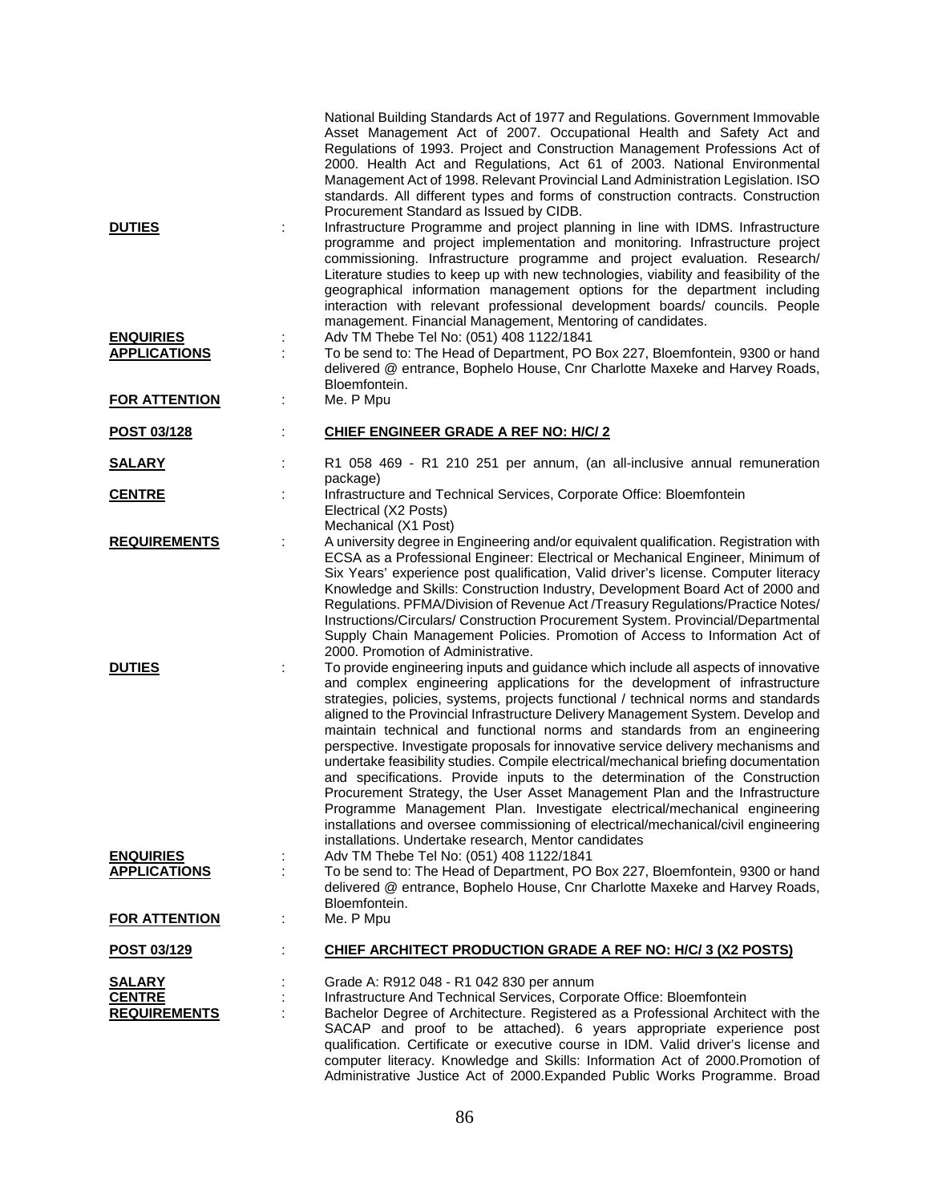National Building Standards Act of 1977 and Regulations. Government Immovable Asset Management Act of 2007. Occupational Health and Safety Act and Regulations of 1993. Project and Construction Management Professions Act of 2000. Health Act and Regulations, Act 61 of 2003. National Environmental Management Act of 1998. Relevant Provincial Land Administration Legislation. ISO standards. All different types and forms of construction contracts. Construction Procurement Standard as Issued by CIDB.

**DUTIES** : Infrastructure Programme and project planning in line with IDMS. Infrastructure programme and project implementation and monitoring. Infrastructure project commissioning. Infrastructure programme and project evaluation. Research/ Literature studies to keep up with new technologies, viability and feasibility of the geographical information management options for the department including interaction with relevant professional development boards/ councils. People management. Financial Management, Mentoring of candidates.

**ENQUIRIES** : Adv TM Thebe Tel No: (051) 408 1122/1841

**APPLICATIONS** : To be send to: The Head of Department, PO Box 227, Bloemfontein, 9300 or hand delivered @ entrance, Bophelo House, Cnr Charlotte Maxeke and Harvey Roads, Bloemfontein.

**FOR ATTENTION** : Me. P Mpu

## POST 03/128 : CHIEF ENGINEER GRADE A REF NO: H/C/ 2

**SALARY** : R1 058 469 - R1 210 251 per annum, (an all-inclusive annual remuneration package)

**CENTRE** : Infrastructure and Technical Services, Corporate Office: Bloemfontein
Electrical (X2 Posts)
Mechanical (X1 Post)

**REQUIREMENTS** : A university degree in Engineering and/or equivalent qualification. Registration with ECSA as a Professional Engineer: Electrical or Mechanical Engineer, Minimum of Six Years' experience post qualification, Valid driver's license. Computer literacy Knowledge and Skills: Construction Industry, Development Board Act of 2000 and Regulations. PFMA/Division of Revenue Act /Treasury Regulations/Practice Notes/ Instructions/Circulars/ Construction Procurement System. Provincial/Departmental Supply Chain Management Policies. Promotion of Access to Information Act of 2000. Promotion of Administrative.

**DUTIES** : To provide engineering inputs and guidance which include all aspects of innovative and complex engineering applications for the development of infrastructure strategies, policies, systems, projects functional / technical norms and standards aligned to the Provincial Infrastructure Delivery Management System. Develop and maintain technical and functional norms and standards from an engineering perspective. Investigate proposals for innovative service delivery mechanisms and undertake feasibility studies. Compile electrical/mechanical briefing documentation and specifications. Provide inputs to the determination of the Construction Procurement Strategy, the User Asset Management Plan and the Infrastructure Programme Management Plan. Investigate electrical/mechanical engineering installations and oversee commissioning of electrical/mechanical/civil engineering installations. Undertake research, Mentor candidates

**ENQUIRIES** : Adv TM Thebe Tel No: (051) 408 1122/1841

**APPLICATIONS** : To be send to: The Head of Department, PO Box 227, Bloemfontein, 9300 or hand delivered @ entrance, Bophelo House, Cnr Charlotte Maxeke and Harvey Roads, Bloemfontein.

**FOR ATTENTION** : Me. P Mpu

## POST 03/129 : CHIEF ARCHITECT PRODUCTION GRADE A REF NO: H/C/ 3 (X2 POSTS)

**SALARY** : Grade A: R912 048 - R1 042 830 per annum

**CENTRE** : Infrastructure And Technical Services, Corporate Office: Bloemfontein

**REQUIREMENTS** : Bachelor Degree of Architecture. Registered as a Professional Architect with the SACAP and proof to be attached). 6 years appropriate experience post qualification. Certificate or executive course in IDM. Valid driver's license and computer literacy. Knowledge and Skills: Information Act of 2000.Promotion of Administrative Justice Act of 2000.Expanded Public Works Programme. Broad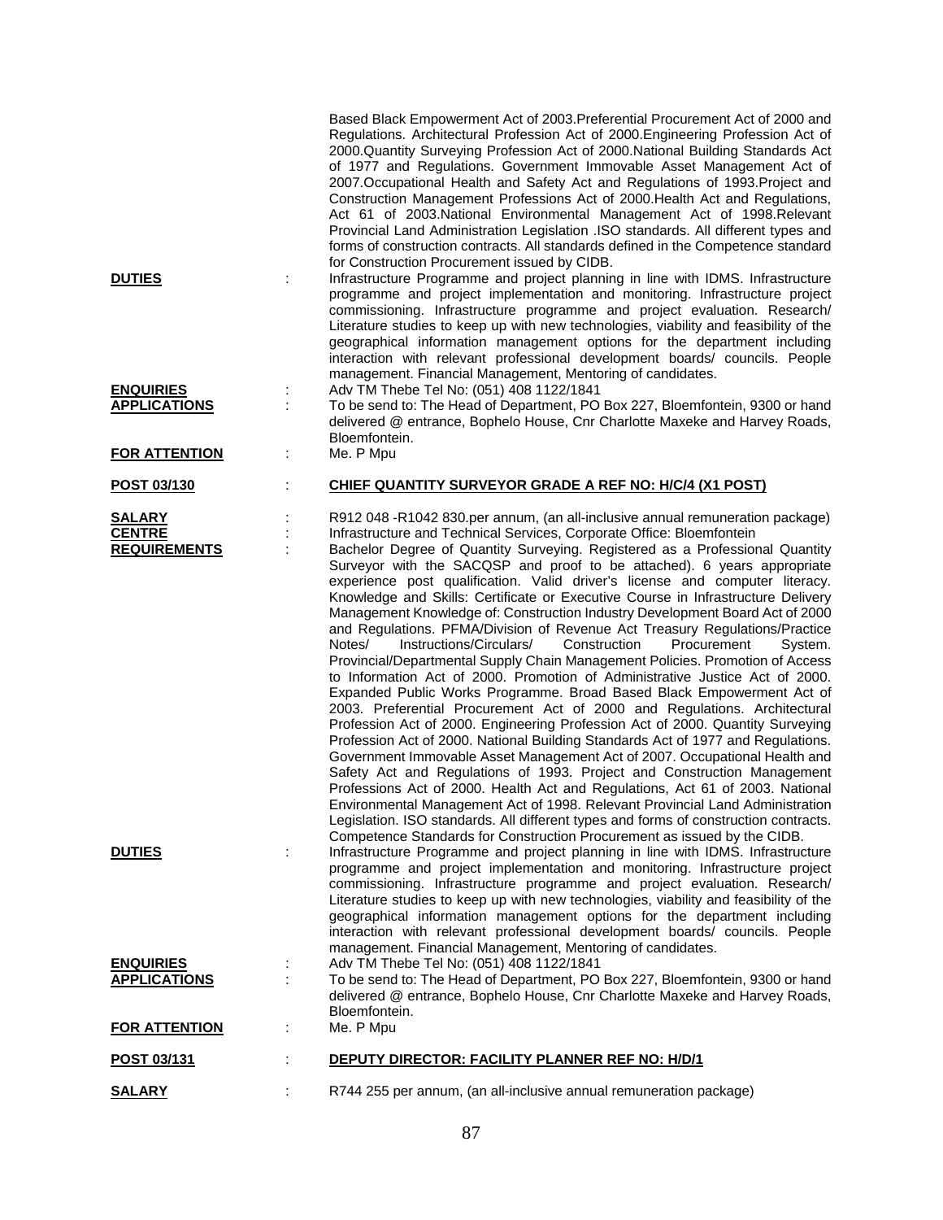Based Black Empowerment Act of 2003.Preferential Procurement Act of 2000 and Regulations. Architectural Profession Act of 2000.Engineering Profession Act of 2000.Quantity Surveying Profession Act of 2000.National Building Standards Act of 1977 and Regulations. Government Immovable Asset Management Act of 2007.Occupational Health and Safety Act and Regulations of 1993.Project and Construction Management Professions Act of 2000.Health Act and Regulations, Act 61 of 2003.National Environmental Management Act of 1998.Relevant Provincial Land Administration Legislation .ISO standards. All different types and forms of construction contracts. All standards defined in the Competence standard for Construction Procurement issued by CIDB.

**DUTIES** : Infrastructure Programme and project planning in line with IDMS. Infrastructure programme and project implementation and monitoring. Infrastructure project commissioning. Infrastructure programme and project evaluation. Research/ Literature studies to keep up with new technologies, viability and feasibility of the geographical information management options for the department including interaction with relevant professional development boards/ councils. People management. Financial Management, Mentoring of candidates.

**ENQUIRIES** : Adv TM Thebe Tel No: (051) 408 1122/1841

**APPLICATIONS** : To be send to: The Head of Department, PO Box 227, Bloemfontein, 9300 or hand delivered @ entrance, Bophelo House, Cnr Charlotte Maxeke and Harvey Roads, Bloemfontein.

**FOR ATTENTION** : Me. P Mpu

**POST 03/130** : **CHIEF QUANTITY SURVEYOR GRADE A REF NO: H/C/4 (X1 POST)**

**SALARY** : R912 048 -R1042 830.per annum, (an all-inclusive annual remuneration package)

**CENTRE** : Infrastructure and Technical Services, Corporate Office: Bloemfontein

**REQUIREMENTS** : Bachelor Degree of Quantity Surveying. Registered as a Professional Quantity Surveyor with the SACQSP and proof to be attached). 6 years appropriate experience post qualification. Valid driver's license and computer literacy. Knowledge and Skills: Certificate or Executive Course in Infrastructure Delivery Management Knowledge of: Construction Industry Development Board Act of 2000 and Regulations. PFMA/Division of Revenue Act Treasury Regulations/Practice Notes/ Instructions/Circulars/ Construction Procurement System. Provincial/Departmental Supply Chain Management Policies. Promotion of Access to Information Act of 2000. Promotion of Administrative Justice Act of 2000. Expanded Public Works Programme. Broad Based Black Empowerment Act of 2003. Preferential Procurement Act of 2000 and Regulations. Architectural Profession Act of 2000. Engineering Profession Act of 2000. Quantity Surveying Profession Act of 2000. National Building Standards Act of 1977 and Regulations. Government Immovable Asset Management Act of 2007. Occupational Health and Safety Act and Regulations of 1993. Project and Construction Management Professions Act of 2000. Health Act and Regulations, Act 61 of 2003. National Environmental Management Act of 1998. Relevant Provincial Land Administration Legislation. ISO standards. All different types and forms of construction contracts. Competence Standards for Construction Procurement as issued by the CIDB.

**DUTIES** : Infrastructure Programme and project planning in line with IDMS. Infrastructure programme and project implementation and monitoring. Infrastructure project commissioning. Infrastructure programme and project evaluation. Research/ Literature studies to keep up with new technologies, viability and feasibility of the geographical information management options for the department including interaction with relevant professional development boards/ councils. People management. Financial Management, Mentoring of candidates.

**ENQUIRIES** : Adv TM Thebe Tel No: (051) 408 1122/1841

**APPLICATIONS** : To be send to: The Head of Department, PO Box 227, Bloemfontein, 9300 or hand delivered @ entrance, Bophelo House, Cnr Charlotte Maxeke and Harvey Roads, Bloemfontein.

**FOR ATTENTION** : Me. P Mpu

**POST 03/131** : **DEPUTY DIRECTOR: FACILITY PLANNER REF NO: H/D/1**

**SALARY** : R744 255 per annum, (an all-inclusive annual remuneration package)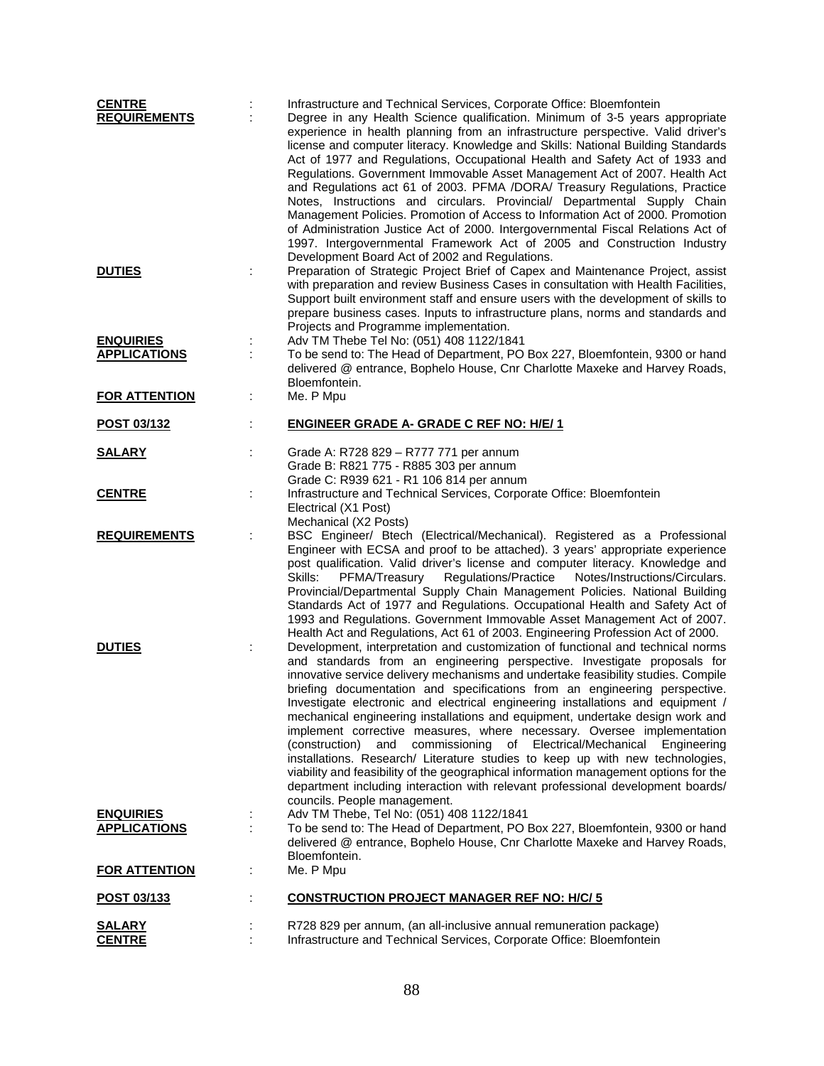**CENTRE** : Infrastructure and Technical Services, Corporate Office: Bloemfontein

**REQUIREMENTS** : Degree in any Health Science qualification. Minimum of 3-5 years appropriate experience in health planning from an infrastructure perspective. Valid driver's license and computer literacy. Knowledge and Skills: National Building Standards Act of 1977 and Regulations, Occupational Health and Safety Act of 1933 and Regulations. Government Immovable Asset Management Act of 2007. Health Act and Regulations act 61 of 2003. PFMA /DORA/ Treasury Regulations, Practice Notes, Instructions and circulars. Provincial/ Departmental Supply Chain Management Policies. Promotion of Access to Information Act of 2000. Promotion of Administration Justice Act of 2000. Intergovernmental Fiscal Relations Act of 1997. Intergovernmental Framework Act of 2005 and Construction Industry Development Board Act of 2002 and Regulations.

**DUTIES** : Preparation of Strategic Project Brief of Capex and Maintenance Project, assist with preparation and review Business Cases in consultation with Health Facilities, Support built environment staff and ensure users with the development of skills to prepare business cases. Inputs to infrastructure plans, norms and standards and Projects and Programme implementation.

**ENQUIRIES** : Adv TM Thebe Tel No: (051) 408 1122/1841

**APPLICATIONS** : To be send to: The Head of Department, PO Box 227, Bloemfontein, 9300 or hand delivered @ entrance, Bophelo House, Cnr Charlotte Maxeke and Harvey Roads, Bloemfontein.

**FOR ATTENTION** : Me. P Mpu

**POST 03/132** : **ENGINEER GRADE A- GRADE C REF NO: H/E/ 1**

**SALARY** : Grade A: R728 829 – R777 771 per annum
Grade B: R821 775 - R885 303 per annum
Grade C: R939 621 - R1 106 814 per annum

**CENTRE** : Infrastructure and Technical Services, Corporate Office: Bloemfontein
Electrical (X1 Post)
Mechanical (X2 Posts)

**REQUIREMENTS** : BSC Engineer/ Btech (Electrical/Mechanical). Registered as a Professional Engineer with ECSA and proof to be attached). 3 years' appropriate experience post qualification. Valid driver's license and computer literacy. Knowledge and Skills: PFMA/Treasury Regulations/Practice Notes/Instructions/Circulars. Provincial/Departmental Supply Chain Management Policies. National Building Standards Act of 1977 and Regulations. Occupational Health and Safety Act of 1993 and Regulations. Government Immovable Asset Management Act of 2007. Health Act and Regulations, Act 61 of 2003. Engineering Profession Act of 2000.

**DUTIES** : Development, interpretation and customization of functional and technical norms and standards from an engineering perspective. Investigate proposals for innovative service delivery mechanisms and undertake feasibility studies. Compile briefing documentation and specifications from an engineering perspective. Investigate electronic and electrical engineering installations and equipment / mechanical engineering installations and equipment, undertake design work and implement corrective measures, where necessary. Oversee implementation (construction) and commissioning of Electrical/Mechanical Engineering installations. Research/ Literature studies to keep up with new technologies, viability and feasibility of the geographical information management options for the department including interaction with relevant professional development boards/ councils. People management.

**ENQUIRIES** : Adv TM Thebe, Tel No: (051) 408 1122/1841

**APPLICATIONS** : To be send to: The Head of Department, PO Box 227, Bloemfontein, 9300 or hand delivered @ entrance, Bophelo House, Cnr Charlotte Maxeke and Harvey Roads, Bloemfontein.

**FOR ATTENTION** : Me. P Mpu

**POST 03/133** : **CONSTRUCTION PROJECT MANAGER REF NO: H/C/ 5**

**SALARY** : R728 829 per annum, (an all-inclusive annual remuneration package)

**CENTRE** : Infrastructure and Technical Services, Corporate Office: Bloemfontein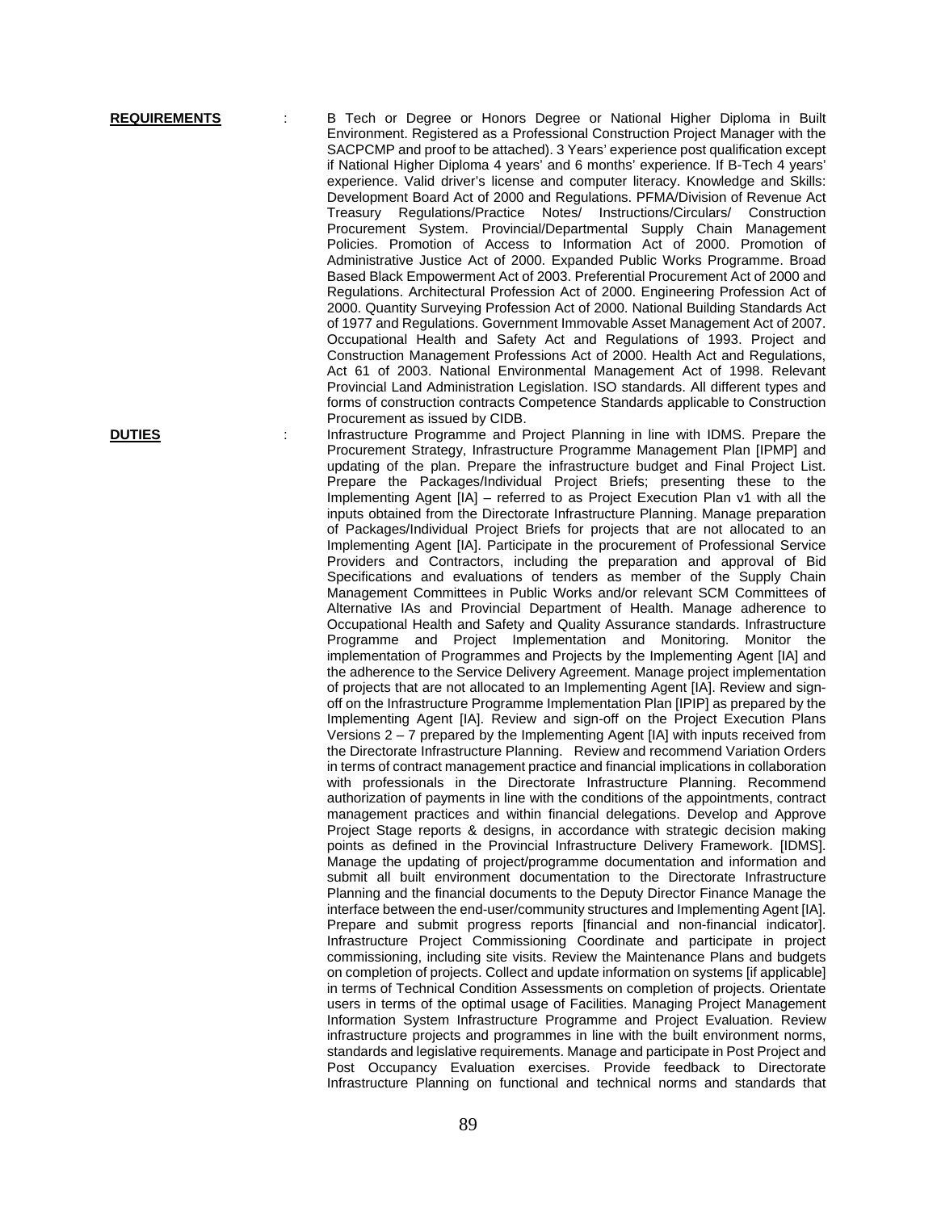**REQUIREMENTS** : B Tech or Degree or Honors Degree or National Higher Diploma in Built Environment. Registered as a Professional Construction Project Manager with the SACPCMP and proof to be attached). 3 Years' experience post qualification except if National Higher Diploma 4 years' and 6 months' experience. If B-Tech 4 years' experience. Valid driver's license and computer literacy. Knowledge and Skills: Development Board Act of 2000 and Regulations. PFMA/Division of Revenue Act Treasury Regulations/Practice Notes/ Instructions/Circulars/ Construction Procurement System. Provincial/Departmental Supply Chain Management Policies. Promotion of Access to Information Act of 2000. Promotion of Administrative Justice Act of 2000. Expanded Public Works Programme. Broad Based Black Empowerment Act of 2003. Preferential Procurement Act of 2000 and Regulations. Architectural Profession Act of 2000. Engineering Profession Act of 2000. Quantity Surveying Profession Act of 2000. National Building Standards Act of 1977 and Regulations. Government Immovable Asset Management Act of 2007. Occupational Health and Safety Act and Regulations of 1993. Project and Construction Management Professions Act of 2000. Health Act and Regulations, Act 61 of 2003. National Environmental Management Act of 1998. Relevant Provincial Land Administration Legislation. ISO standards. All different types and forms of construction contracts Competence Standards applicable to Construction Procurement as issued by CIDB.

**DUTIES** : Infrastructure Programme and Project Planning in line with IDMS. Prepare the Procurement Strategy, Infrastructure Programme Management Plan [IPMP] and updating of the plan. Prepare the infrastructure budget and Final Project List. Prepare the Packages/Individual Project Briefs; presenting these to the Implementing Agent [IA] – referred to as Project Execution Plan v1 with all the inputs obtained from the Directorate Infrastructure Planning. Manage preparation of Packages/Individual Project Briefs for projects that are not allocated to an Implementing Agent [IA]. Participate in the procurement of Professional Service Providers and Contractors, including the preparation and approval of Bid Specifications and evaluations of tenders as member of the Supply Chain Management Committees in Public Works and/or relevant SCM Committees of Alternative IAs and Provincial Department of Health. Manage adherence to Occupational Health and Safety and Quality Assurance standards. Infrastructure Programme and Project Implementation and Monitoring. Monitor the implementation of Programmes and Projects by the Implementing Agent [IA] and the adherence to the Service Delivery Agreement. Manage project implementation of projects that are not allocated to an Implementing Agent [IA]. Review and sign-off on the Infrastructure Programme Implementation Plan [IPIP] as prepared by the Implementing Agent [IA]. Review and sign-off on the Project Execution Plans Versions 2 – 7 prepared by the Implementing Agent [IA] with inputs received from the Directorate Infrastructure Planning. Review and recommend Variation Orders in terms of contract management practice and financial implications in collaboration with professionals in the Directorate Infrastructure Planning. Recommend authorization of payments in line with the conditions of the appointments, contract management practices and within financial delegations. Develop and Approve Project Stage reports & designs, in accordance with strategic decision making points as defined in the Provincial Infrastructure Delivery Framework. [IDMS]. Manage the updating of project/programme documentation and information and submit all built environment documentation to the Directorate Infrastructure Planning and the financial documents to the Deputy Director Finance Manage the interface between the end-user/community structures and Implementing Agent [IA]. Prepare and submit progress reports [financial and non-financial indicator]. Infrastructure Project Commissioning Coordinate and participate in project commissioning, including site visits. Review the Maintenance Plans and budgets on completion of projects. Collect and update information on systems [if applicable] in terms of Technical Condition Assessments on completion of projects. Orientate users in terms of the optimal usage of Facilities. Managing Project Management Information System Infrastructure Programme and Project Evaluation. Review infrastructure projects and programmes in line with the built environment norms, standards and legislative requirements. Manage and participate in Post Project and Post Occupancy Evaluation exercises. Provide feedback to Directorate Infrastructure Planning on functional and technical norms and standards that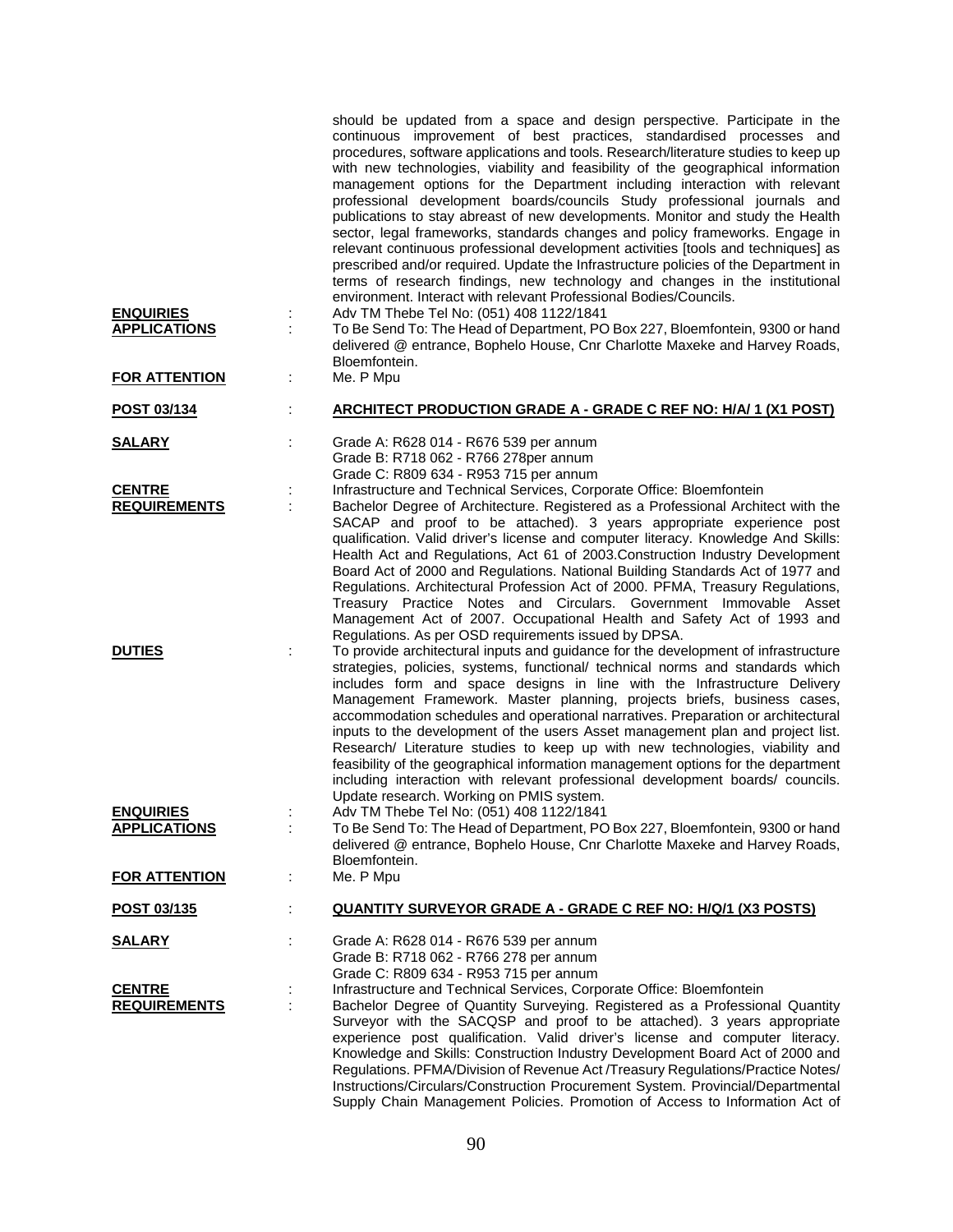should be updated from a space and design perspective. Participate in the continuous improvement of best practices, standardised processes and procedures, software applications and tools. Research/literature studies to keep up with new technologies, viability and feasibility of the geographical information management options for the Department including interaction with relevant professional development boards/councils Study professional journals and publications to stay abreast of new developments. Monitor and study the Health sector, legal frameworks, standards changes and policy frameworks. Engage in relevant continuous professional development activities [tools and techniques] as prescribed and/or required. Update the Infrastructure policies of the Department in terms of research findings, new technology and changes in the institutional environment. Interact with relevant Professional Bodies/Councils.

**ENQUIRIES** : Adv TM Thebe Tel No: (051) 408 1122/1841

**APPLICATIONS** : To Be Send To: The Head of Department, PO Box 227, Bloemfontein, 9300 or hand delivered @ entrance, Bophelo House, Cnr Charlotte Maxeke and Harvey Roads, Bloemfontein.

**FOR ATTENTION** : Me. P Mpu

## POST 03/134 : ARCHITECT PRODUCTION GRADE A - GRADE C REF NO: H/A/ 1 (X1 POST)

**SALARY** : Grade A: R628 014 - R676 539 per annum
Grade B: R718 062 - R766 278per annum
Grade C: R809 634 - R953 715 per annum

**CENTRE** : Infrastructure and Technical Services, Corporate Office: Bloemfontein

**REQUIREMENTS** : Bachelor Degree of Architecture. Registered as a Professional Architect with the SACAP and proof to be attached). 3 years appropriate experience post qualification. Valid driver's license and computer literacy. Knowledge And Skills: Health Act and Regulations, Act 61 of 2003.Construction Industry Development Board Act of 2000 and Regulations. National Building Standards Act of 1977 and Regulations. Architectural Profession Act of 2000. PFMA, Treasury Regulations, Treasury Practice Notes and Circulars. Government Immovable Asset Management Act of 2007. Occupational Health and Safety Act of 1993 and Regulations. As per OSD requirements issued by DPSA.

**DUTIES** : To provide architectural inputs and guidance for the development of infrastructure strategies, policies, systems, functional/ technical norms and standards which includes form and space designs in line with the Infrastructure Delivery Management Framework. Master planning, projects briefs, business cases, accommodation schedules and operational narratives. Preparation or architectural inputs to the development of the users Asset management plan and project list. Research/ Literature studies to keep up with new technologies, viability and feasibility of the geographical information management options for the department including interaction with relevant professional development boards/ councils. Update research. Working on PMIS system.

**ENQUIRIES** : Adv TM Thebe Tel No: (051) 408 1122/1841

**APPLICATIONS** : To Be Send To: The Head of Department, PO Box 227, Bloemfontein, 9300 or hand delivered @ entrance, Bophelo House, Cnr Charlotte Maxeke and Harvey Roads, Bloemfontein.

**FOR ATTENTION** : Me. P Mpu

## POST 03/135 : QUANTITY SURVEYOR GRADE A - GRADE C REF NO: H/Q/1 (X3 POSTS)

**SALARY** : Grade A: R628 014 - R676 539 per annum
Grade B: R718 062 - R766 278 per annum
Grade C: R809 634 - R953 715 per annum

**CENTRE** : Infrastructure and Technical Services, Corporate Office: Bloemfontein

**REQUIREMENTS** : Bachelor Degree of Quantity Surveying. Registered as a Professional Quantity Surveyor with the SACQSP and proof to be attached). 3 years appropriate experience post qualification. Valid driver's license and computer literacy. Knowledge and Skills: Construction Industry Development Board Act of 2000 and Regulations. PFMA/Division of Revenue Act /Treasury Regulations/Practice Notes/ Instructions/Circulars/Construction Procurement System. Provincial/Departmental Supply Chain Management Policies. Promotion of Access to Information Act of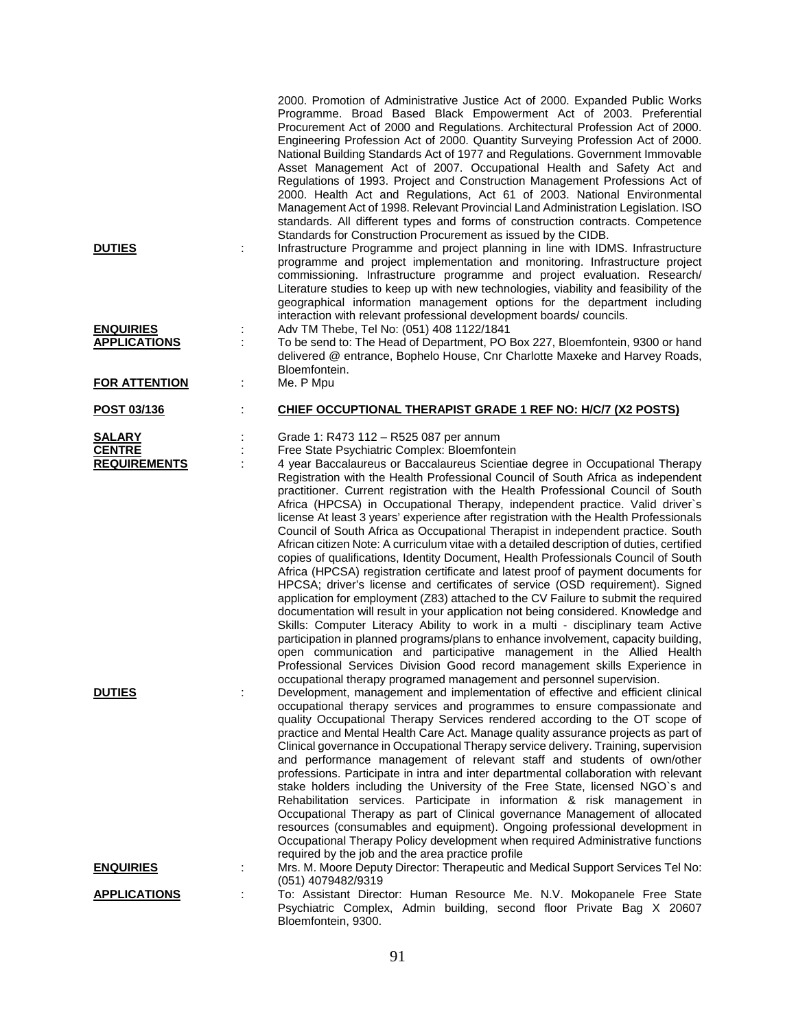2000. Promotion of Administrative Justice Act of 2000. Expanded Public Works Programme. Broad Based Black Empowerment Act of 2003. Preferential Procurement Act of 2000 and Regulations. Architectural Profession Act of 2000. Engineering Profession Act of 2000. Quantity Surveying Profession Act of 2000. National Building Standards Act of 1977 and Regulations. Government Immovable Asset Management Act of 2007. Occupational Health and Safety Act and Regulations of 1993. Project and Construction Management Professions Act of 2000. Health Act and Regulations, Act 61 of 2003. National Environmental Management Act of 1998. Relevant Provincial Land Administration Legislation. ISO standards. All different types and forms of construction contracts. Competence Standards for Construction Procurement as issued by the CIDB.

**DUTIES** : Infrastructure Programme and project planning in line with IDMS. Infrastructure programme and project implementation and monitoring. Infrastructure project commissioning. Infrastructure programme and project evaluation. Research/ Literature studies to keep up with new technologies, viability and feasibility of the geographical information management options for the department including interaction with relevant professional development boards/ councils.

**ENQUIRIES** : Adv TM Thebe, Tel No: (051) 408 1122/1841

**APPLICATIONS** : To be send to: The Head of Department, PO Box 227, Bloemfontein, 9300 or hand delivered @ entrance, Bophelo House, Cnr Charlotte Maxeke and Harvey Roads, Bloemfontein.

**FOR ATTENTION** : Me. P Mpu

**POST 03/136** : **CHIEF OCCUPTIONAL THERAPIST GRADE 1 REF NO: H/C/7 (X2 POSTS)**

**SALARY** : Grade 1: R473 112 – R525 087 per annum

**CENTRE** : Free State Psychiatric Complex: Bloemfontein

**REQUIREMENTS** : 4 year Baccalaureus or Baccalaureus Scientiae degree in Occupational Therapy Registration with the Health Professional Council of South Africa as independent practitioner. Current registration with the Health Professional Council of South Africa (HPCSA) in Occupational Therapy, independent practice. Valid driver`s license At least 3 years' experience after registration with the Health Professionals Council of South Africa as Occupational Therapist in independent practice. South African citizen Note: A curriculum vitae with a detailed description of duties, certified copies of qualifications, Identity Document, Health Professionals Council of South Africa (HPCSA) registration certificate and latest proof of payment documents for HPCSA; driver's license and certificates of service (OSD requirement). Signed application for employment (Z83) attached to the CV Failure to submit the required documentation will result in your application not being considered. Knowledge and Skills: Computer Literacy Ability to work in a multi - disciplinary team Active participation in planned programs/plans to enhance involvement, capacity building, open communication and participative management in the Allied Health Professional Services Division Good record management skills Experience in occupational therapy programed management and personnel supervision.

**DUTIES** : Development, management and implementation of effective and efficient clinical occupational therapy services and programmes to ensure compassionate and quality Occupational Therapy Services rendered according to the OT scope of practice and Mental Health Care Act. Manage quality assurance projects as part of Clinical governance in Occupational Therapy service delivery. Training, supervision and performance management of relevant staff and students of own/other professions. Participate in intra and inter departmental collaboration with relevant stake holders including the University of the Free State, licensed NGO`s and Rehabilitation services. Participate in information & risk management in Occupational Therapy as part of Clinical governance Management of allocated resources (consumables and equipment). Ongoing professional development in Occupational Therapy Policy development when required Administrative functions required by the job and the area practice profile

**ENQUIRIES** : Mrs. M. Moore Deputy Director: Therapeutic and Medical Support Services Tel No: (051) 4079482/9319

**APPLICATIONS** : To: Assistant Director: Human Resource Me. N.V. Mokopanele Free State Psychiatric Complex, Admin building, second floor Private Bag X 20607 Bloemfontein, 9300.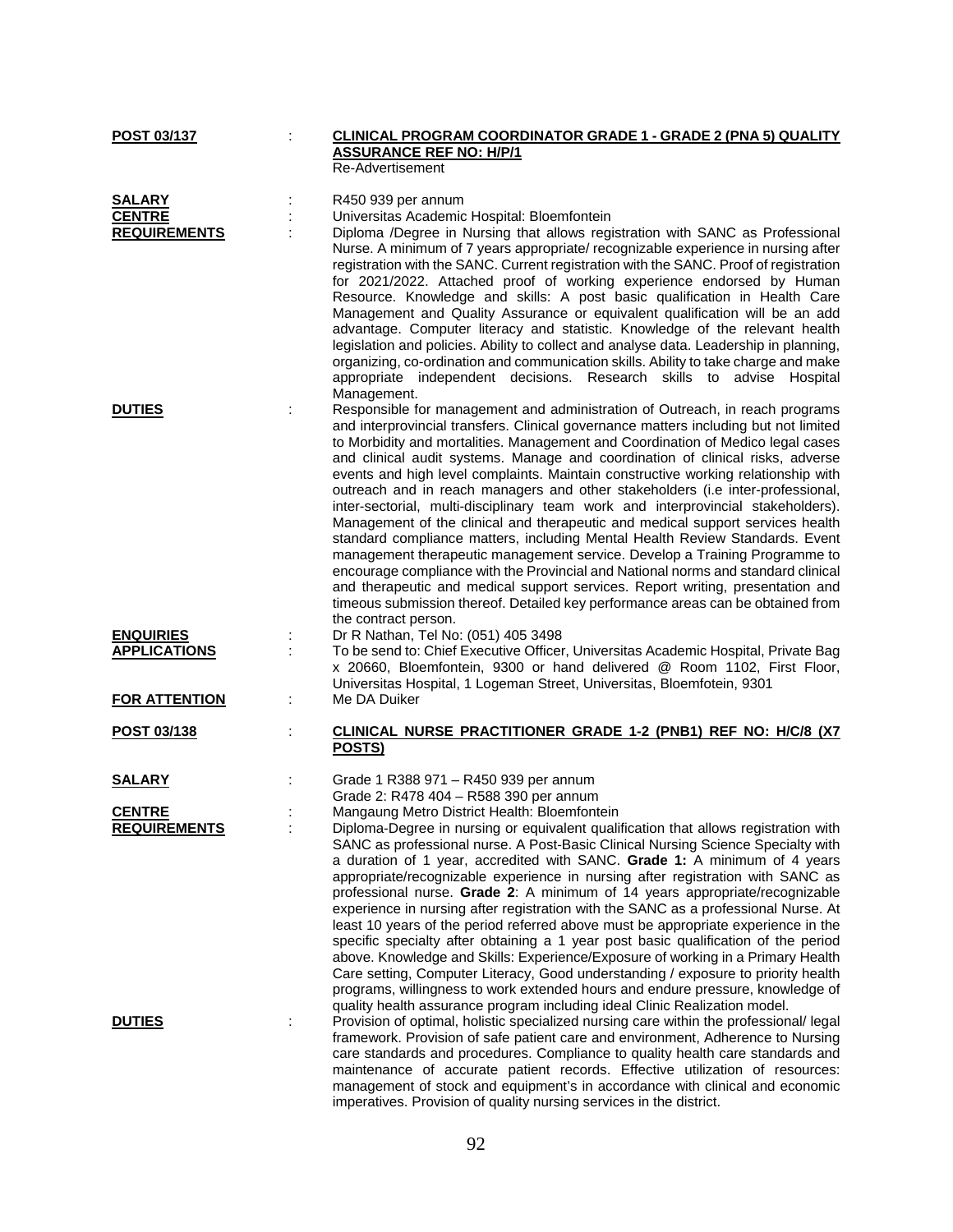**POST 03/137** : **CLINICAL PROGRAM COORDINATOR GRADE 1 - GRADE 2 (PNA 5) QUALITY ASSURANCE REF NO: H/P/1**
Re-Advertisement

**SALARY** : R450 939 per annum

**CENTRE** : Universitas Academic Hospital: Bloemfontein

**REQUIREMENTS** : Diploma /Degree in Nursing that allows registration with SANC as Professional Nurse. A minimum of 7 years appropriate/ recognizable experience in nursing after registration with the SANC. Current registration with the SANC. Proof of registration for 2021/2022. Attached proof of working experience endorsed by Human Resource. Knowledge and skills: A post basic qualification in Health Care Management and Quality Assurance or equivalent qualification will be an add advantage. Computer literacy and statistic. Knowledge of the relevant health legislation and policies. Ability to collect and analyse data. Leadership in planning, organizing, co-ordination and communication skills. Ability to take charge and make appropriate independent decisions. Research skills to advise Hospital Management.

**DUTIES** : Responsible for management and administration of Outreach, in reach programs and interprovincial transfers. Clinical governance matters including but not limited to Morbidity and mortalities. Management and Coordination of Medico legal cases and clinical audit systems. Manage and coordination of clinical risks, adverse events and high level complaints. Maintain constructive working relationship with outreach and in reach managers and other stakeholders (i.e inter-professional, inter-sectorial, multi-disciplinary team work and interprovincial stakeholders). Management of the clinical and therapeutic and medical support services health standard compliance matters, including Mental Health Review Standards. Event management therapeutic management service. Develop a Training Programme to encourage compliance with the Provincial and National norms and standard clinical and therapeutic and medical support services. Report writing, presentation and timeous submission thereof. Detailed key performance areas can be obtained from the contract person.

**ENQUIRIES** : Dr R Nathan, Tel No: (051) 405 3498

**APPLICATIONS** : To be send to: Chief Executive Officer, Universitas Academic Hospital, Private Bag x 20660, Bloemfontein, 9300 or hand delivered @ Room 1102, First Floor, Universitas Hospital, 1 Logeman Street, Universitas, Bloemfotein, 9301

**FOR ATTENTION** : Me DA Duiker

**POST 03/138** : **CLINICAL NURSE PRACTITIONER GRADE 1-2 (PNB1) REF NO: H/C/8 (X7 POSTS)**

**SALARY** : Grade 1 R388 971 – R450 939 per annum
Grade 2: R478 404 – R588 390 per annum

**CENTRE** : Mangaung Metro District Health: Bloemfontein

**REQUIREMENTS** : Diploma-Degree in nursing or equivalent qualification that allows registration with SANC as professional nurse. A Post-Basic Clinical Nursing Science Specialty with a duration of 1 year, accredited with SANC. **Grade 1:** A minimum of 4 years appropriate/recognizable experience in nursing after registration with SANC as professional nurse. **Grade 2**: A minimum of 14 years appropriate/recognizable experience in nursing after registration with the SANC as a professional Nurse. At least 10 years of the period referred above must be appropriate experience in the specific specialty after obtaining a 1 year post basic qualification of the period above. Knowledge and Skills: Experience/Exposure of working in a Primary Health Care setting, Computer Literacy, Good understanding / exposure to priority health programs, willingness to work extended hours and endure pressure, knowledge of quality health assurance program including ideal Clinic Realization model.

**DUTIES** : Provision of optimal, holistic specialized nursing care within the professional/ legal framework. Provision of safe patient care and environment, Adherence to Nursing care standards and procedures. Compliance to quality health care standards and maintenance of accurate patient records. Effective utilization of resources: management of stock and equipment's in accordance with clinical and economic imperatives. Provision of quality nursing services in the district.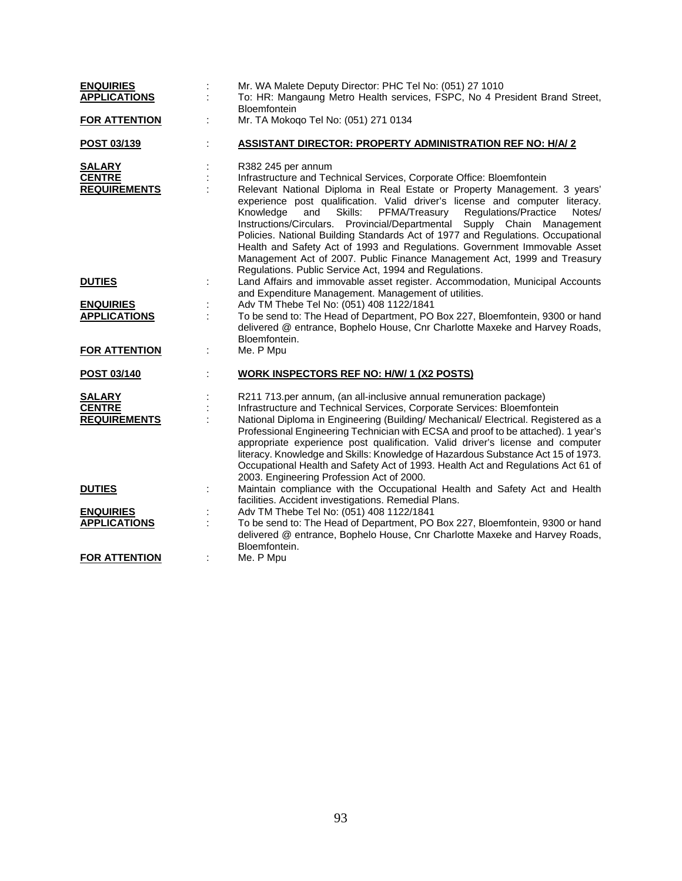**ENQUIRIES** : Mr. WA Malete Deputy Director: PHC Tel No: (051) 27 1010
**APPLICATIONS** : To: HR: Mangaung Metro Health services, FSPC, No 4 President Brand Street, Bloemfontein
**FOR ATTENTION** : Mr. TA Mokoqo Tel No: (051) 271 0134

**POST 03/139** : **ASSISTANT DIRECTOR: PROPERTY ADMINISTRATION REF NO: H/A/ 2**

**SALARY** : R382 245 per annum
**CENTRE** : Infrastructure and Technical Services, Corporate Office: Bloemfontein
**REQUIREMENTS** : Relevant National Diploma in Real Estate or Property Management. 3 years' experience post qualification. Valid driver's license and computer literacy. Knowledge and Skills: PFMA/Treasury Regulations/Practice Notes/ Instructions/Circulars. Provincial/Departmental Supply Chain Management Policies. National Building Standards Act of 1977 and Regulations. Occupational Health and Safety Act of 1993 and Regulations. Government Immovable Asset Management Act of 2007. Public Finance Management Act, 1999 and Treasury Regulations. Public Service Act, 1994 and Regulations.
**DUTIES** : Land Affairs and immovable asset register. Accommodation, Municipal Accounts and Expenditure Management. Management of utilities.
**ENQUIRIES** : Adv TM Thebe Tel No: (051) 408 1122/1841
**APPLICATIONS** : To be send to: The Head of Department, PO Box 227, Bloemfontein, 9300 or hand delivered @ entrance, Bophelo House, Cnr Charlotte Maxeke and Harvey Roads, Bloemfontein.
**FOR ATTENTION** : Me. P Mpu

**POST 03/140** : **WORK INSPECTORS REF NO: H/W/ 1 (X2 POSTS)**

**SALARY** : R211 713.per annum, (an all-inclusive annual remuneration package)
**CENTRE** : Infrastructure and Technical Services, Corporate Services: Bloemfontein
**REQUIREMENTS** : National Diploma in Engineering (Building/ Mechanical/ Electrical. Registered as a Professional Engineering Technician with ECSA and proof to be attached). 1 year's appropriate experience post qualification. Valid driver's license and computer literacy. Knowledge and Skills: Knowledge of Hazardous Substance Act 15 of 1973. Occupational Health and Safety Act of 1993. Health Act and Regulations Act 61 of 2003. Engineering Profession Act of 2000.
**DUTIES** : Maintain compliance with the Occupational Health and Safety Act and Health facilities. Accident investigations. Remedial Plans.
**ENQUIRIES** : Adv TM Thebe Tel No: (051) 408 1122/1841
**APPLICATIONS** : To be send to: The Head of Department, PO Box 227, Bloemfontein, 9300 or hand delivered @ entrance, Bophelo House, Cnr Charlotte Maxeke and Harvey Roads, Bloemfontein.
**FOR ATTENTION** : Me. P Mpu